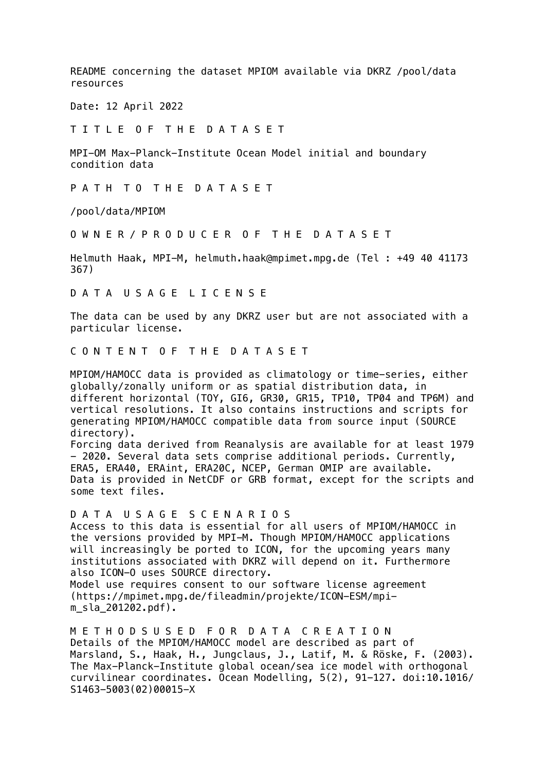README concerning the dataset MPIOM available via DKRZ /pool/data resources

Date: 12 April 2022

## T I T L E O F T H E D A T A S E T

MPI-OM Max-Planck-Institute Ocean Model initial and boundary condition data

## P A T H T O T H E D A T A S E T

/pool/data/MPIOM

## O W N E R / P R O D U C E R O F T H E D A T A S E T

Helmuth Haak, MPI-M, helmuth.haak@mpimet.mpg.de (Tel : +49 40 41173 367)

## D A T A U S A G E L I C E N S E

The data can be used by any DKRZ user but are not associated with a particular license.

## C O N T E N T O F T H E D A T A S E T

MPIOM/HAMOCC data is provided as climatology or time-series, either globally/zonally uniform or as spatial distribution data, in different horizontal (TOY, GI6, GR30, GR15, TP10, TP04 and TP6M) and vertical resolutions. It also contains instructions and scripts for generating MPIOM/HAMOCC compatible data from source input (SOURCE directory).
Forcing data derived from Reanalysis are available for at least 1979 - 2020. Several data sets comprise additional periods. Currently, ERA5, ERA40, ERAint, ERA20C, NCEP, German OMIP are available.
Data is provided in NetCDF or GRB format, except for the scripts and some text files.

## D A T A U S A G E S C E N A R I O S

Access to this data is essential for all users of MPIOM/HAMOCC in the versions provided by MPI-M. Though MPIOM/HAMOCC applications will increasingly be ported to ICON, for the upcoming years many institutions associated with DKRZ will depend on it. Furthermore also ICON-O uses SOURCE directory.
Model use requires consent to our software license agreement (https://mpimet.mpg.de/fileadmin/projekte/ICON-ESM/mpi-m_sla_201202.pdf).

## M E T H O D S U S E D F O R D A T A C R E A T I O N

Details of the MPIOM/HAMOCC model are described as part of Marsland, S., Haak, H., Jungclaus, J., Latif, M. & Röske, F. (2003). The Max-Planck-Institute global ocean/sea ice model with orthogonal curvilinear coordinates. Ocean Modelling, 5(2), 91–127. doi:10.1016/S1463-5003(02)00015-X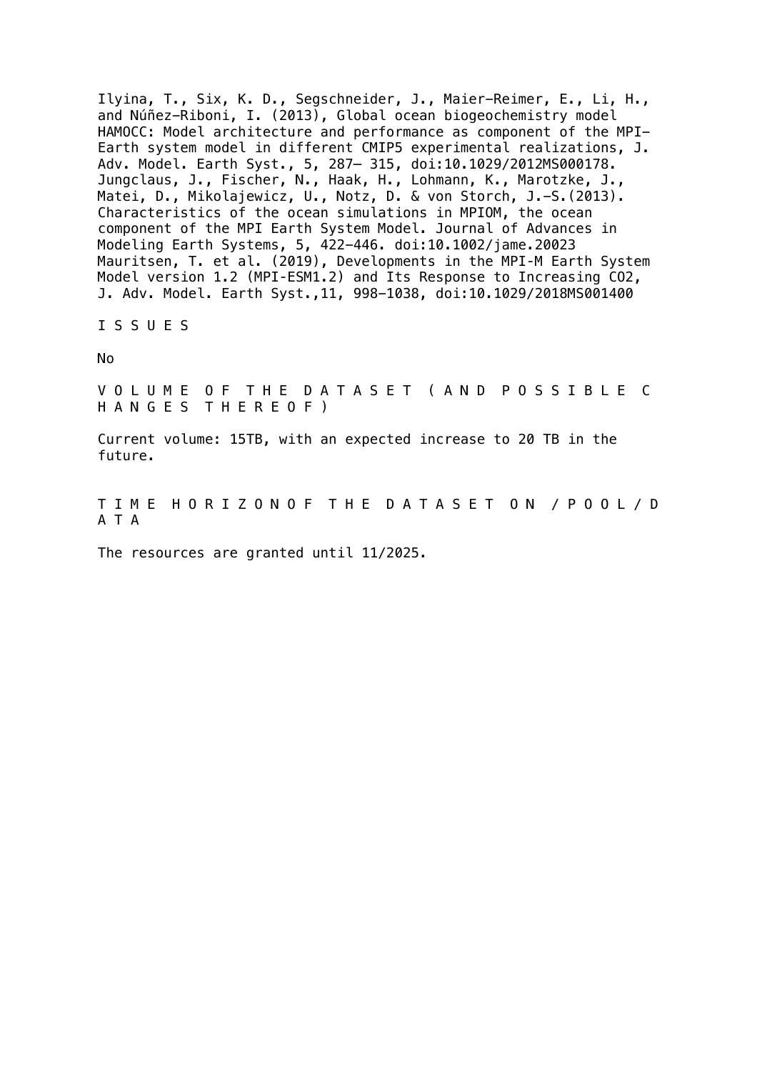Ilyina, T., Six, K. D., Segschneider, J., Maier-Reimer, E., Li, H., and Núñez-Riboni, I. (2013), Global ocean biogeochemistry model HAMOCC: Model architecture and performance as component of the MPI-Earth system model in different CMIP5 experimental realizations, J. Adv. Model. Earth Syst., 5, 287– 315, doi:10.1029/2012MS000178.
Jungclaus, J., Fischer, N., Haak, H., Lohmann, K., Marotzke, J., Matei, D., Mikolajewicz, U., Notz, D. & von Storch, J.-S.(2013). Characteristics of the ocean simulations in MPIOM, the ocean component of the MPI Earth System Model. Journal of Advances in Modeling Earth Systems, 5, 422-446. doi:10.1002/jame.20023
Mauritsen, T. et al. (2019), Developments in the MPI-M Earth System Model version 1.2 (MPI-ESM1.2) and Its Response to Increasing CO2, J. Adv. Model. Earth Syst.,11, 998-1038, doi:10.1029/2018MS001400

## ISSUES

No

## VOLUME OF THE DATASET (AND POSSIBLE CHANGES THEREOF)

Current volume: 15TB, with an expected increase to 20 TB in the future.

## TIME HORIZONOF THE DATASET ON /POOL/DATA

The resources are granted until 11/2025.